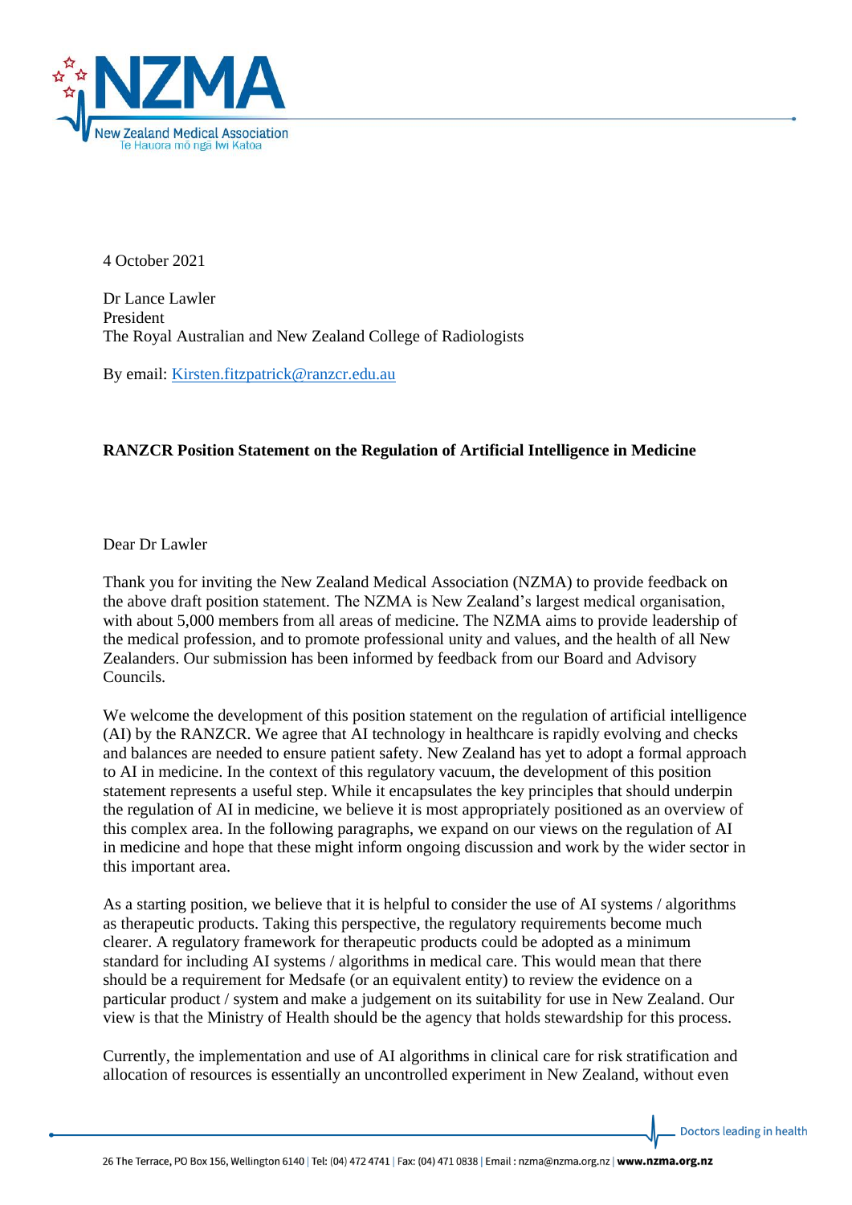4 October 2021

Dr Lance Lawler
President
The Royal Australian and New Zealand College of Radiologists

By email: Kirsten.fitzpatrick@ranzcr.edu.au

**RANZCR Position Statement on the Regulation of Artificial Intelligence in Medicine**

Dear Dr Lawler

Thank you for inviting the New Zealand Medical Association (NZMA) to provide feedback on the above draft position statement. The NZMA is New Zealand's largest medical organisation, with about 5,000 members from all areas of medicine. The NZMA aims to provide leadership of the medical profession, and to promote professional unity and values, and the health of all New Zealanders. Our submission has been informed by feedback from our Board and Advisory Councils.

We welcome the development of this position statement on the regulation of artificial intelligence (AI) by the RANZCR. We agree that AI technology in healthcare is rapidly evolving and checks and balances are needed to ensure patient safety. New Zealand has yet to adopt a formal approach to AI in medicine. In the context of this regulatory vacuum, the development of this position statement represents a useful step. While it encapsulates the key principles that should underpin the regulation of AI in medicine, we believe it is most appropriately positioned as an overview of this complex area. In the following paragraphs, we expand on our views on the regulation of AI in medicine and hope that these might inform ongoing discussion and work by the wider sector in this important area.

As a starting position, we believe that it is helpful to consider the use of AI systems / algorithms as therapeutic products. Taking this perspective, the regulatory requirements become much clearer. A regulatory framework for therapeutic products could be adopted as a minimum standard for including AI systems / algorithms in medical care. This would mean that there should be a requirement for Medsafe (or an equivalent entity) to review the evidence on a particular product / system and make a judgement on its suitability for use in New Zealand. Our view is that the Ministry of Health should be the agency that holds stewardship for this process.

Currently, the implementation and use of AI algorithms in clinical care for risk stratification and allocation of resources is essentially an uncontrolled experiment in New Zealand, without even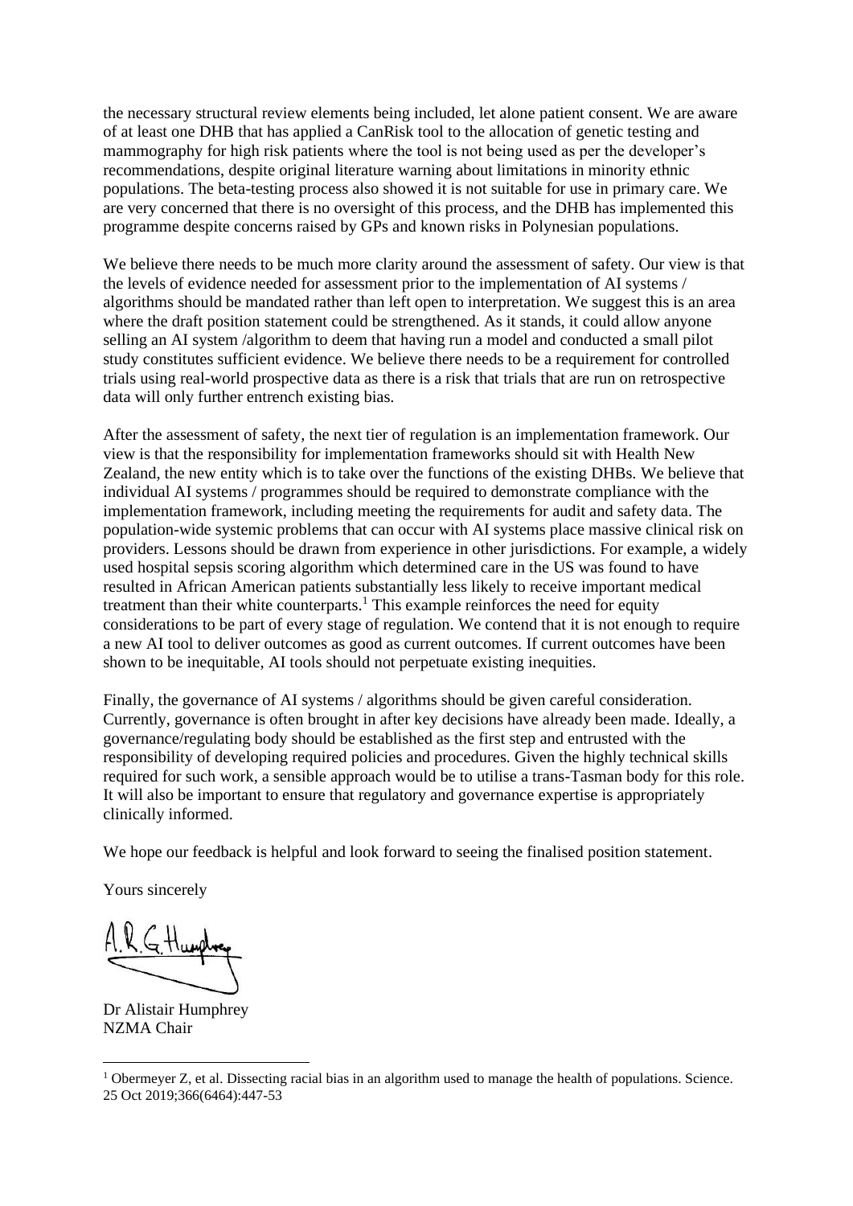the necessary structural review elements being included, let alone patient consent. We are aware of at least one DHB that has applied a CanRisk tool to the allocation of genetic testing and mammography for high risk patients where the tool is not being used as per the developer's recommendations, despite original literature warning about limitations in minority ethnic populations. The beta-testing process also showed it is not suitable for use in primary care. We are very concerned that there is no oversight of this process, and the DHB has implemented this programme despite concerns raised by GPs and known risks in Polynesian populations.

We believe there needs to be much more clarity around the assessment of safety. Our view is that the levels of evidence needed for assessment prior to the implementation of AI systems / algorithms should be mandated rather than left open to interpretation. We suggest this is an area where the draft position statement could be strengthened. As it stands, it could allow anyone selling an AI system /algorithm to deem that having run a model and conducted a small pilot study constitutes sufficient evidence. We believe there needs to be a requirement for controlled trials using real-world prospective data as there is a risk that trials that are run on retrospective data will only further entrench existing bias.

After the assessment of safety, the next tier of regulation is an implementation framework. Our view is that the responsibility for implementation frameworks should sit with Health New Zealand, the new entity which is to take over the functions of the existing DHBs. We believe that individual AI systems / programmes should be required to demonstrate compliance with the implementation framework, including meeting the requirements for audit and safety data. The population-wide systemic problems that can occur with AI systems place massive clinical risk on providers. Lessons should be drawn from experience in other jurisdictions. For example, a widely used hospital sepsis scoring algorithm which determined care in the US was found to have resulted in African American patients substantially less likely to receive important medical treatment than their white counterparts.[1] This example reinforces the need for equity considerations to be part of every stage of regulation. We contend that it is not enough to require a new AI tool to deliver outcomes as good as current outcomes. If current outcomes have been shown to be inequitable, AI tools should not perpetuate existing inequities.

Finally, the governance of AI systems / algorithms should be given careful consideration. Currently, governance is often brought in after key decisions have already been made. Ideally, a governance/regulating body should be established as the first step and entrusted with the responsibility of developing required policies and procedures. Given the highly technical skills required for such work, a sensible approach would be to utilise a trans-Tasman body for this role. It will also be important to ensure that regulatory and governance expertise is appropriately clinically informed.

We hope our feedback is helpful and look forward to seeing the finalised position statement.

Yours sincerely

A.R.G. Humphrey

Dr Alistair Humphrey
NZMA Chair

[1] Obermeyer Z, et al. Dissecting racial bias in an algorithm used to manage the health of populations. Science. 25 Oct 2019;366(6464):447-53